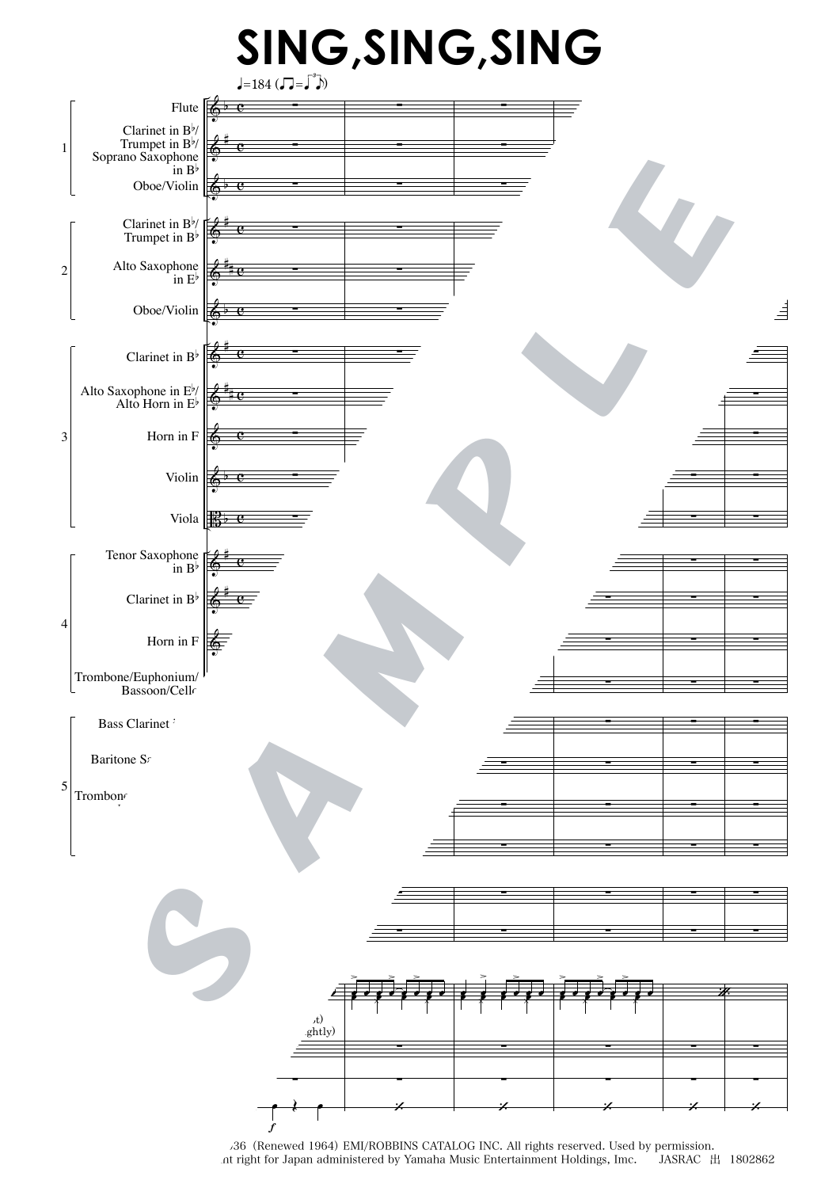# SING,SING,SING

♩=184 (♫=♩♪ triplet)

1
- Flute
- Clarinet in B♭/ Trumpet in B♭/ Soprano Saxophone in B♭
- Oboe/Violin

2
- Clarinet in B♭/ Trumpet in B♭
- Alto Saxophone in E♭
- Oboe/Violin

3
- Clarinet in B♭
- Alto Saxophone in E♭/ Alto Horn in E♭
- Horn in F
- Violin
- Viola

4
- Tenor Saxophone in B♭
- Clarinet in B♭
- Horn in F
- Trombone/Euphonium/ Bassoon/Cell

5
- Bass Clarinet
- Baritone S
- Trombon

…36 (Renewed 1964) EMI/ROBBINS CATALOG INC. All rights reserved. Used by permission.
…nt right for Japan administered by Yamaha Music Entertainment Holdings, Inc. JASRAC 出 1802862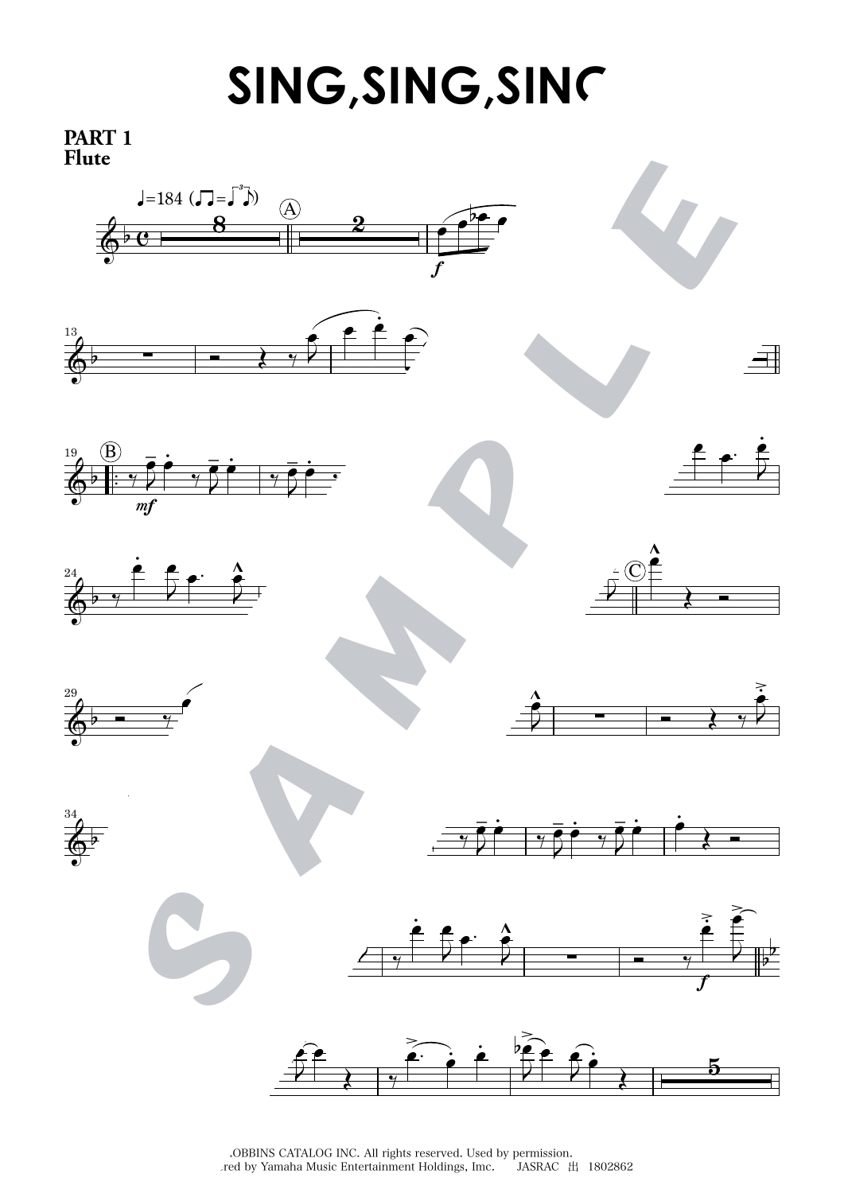# SING,SING,SING

**PART 1**
**Flute**

.OBBINS CATALOG INC. All rights reserved. Used by permission.
.red by Yamaha Music Entertainment Holdings, Inc. JASRAC 出 1802862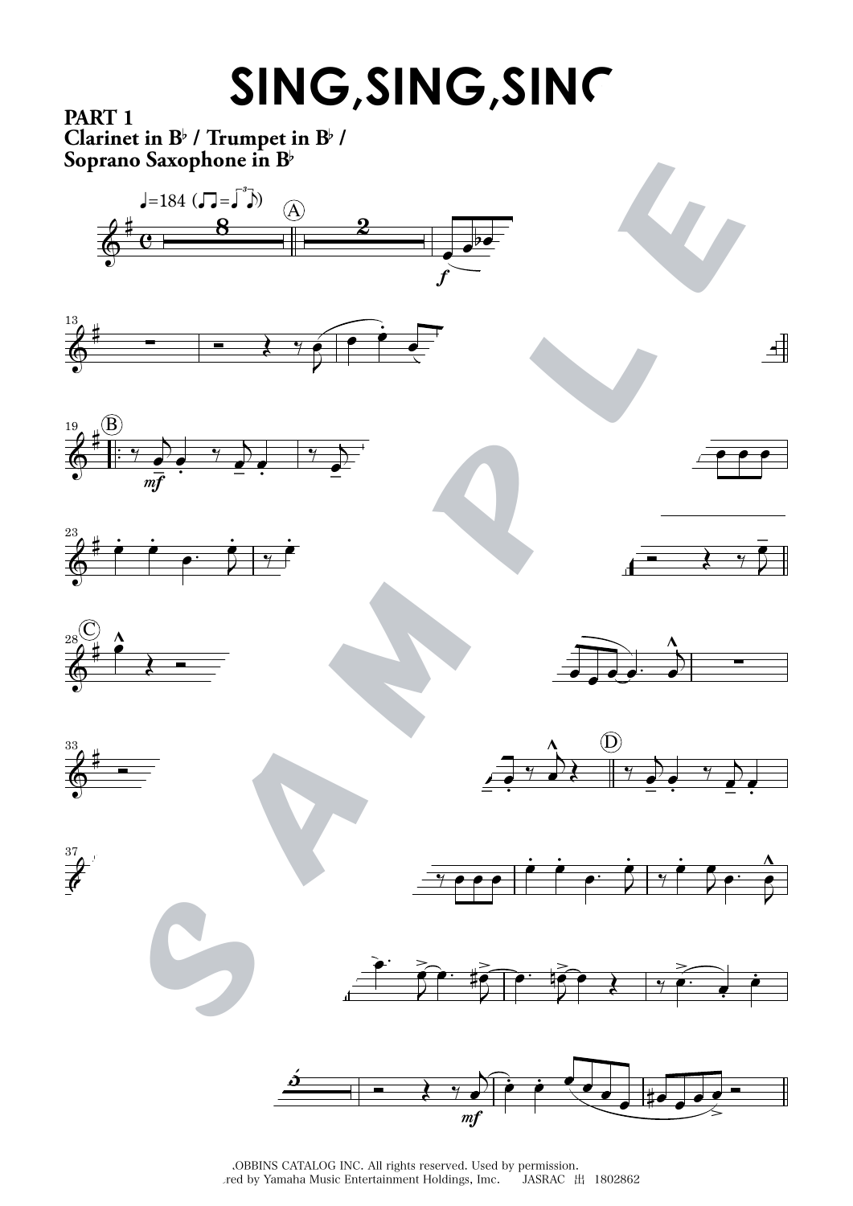# SING,SING,SING

**PART 1**
**Clarinet in B♭ / Trumpet in B♭ / Soprano Saxophone in B♭**

ROBBINS CATALOG INC. All rights reserved. Used by permission.
Administered by Yamaha Music Entertainment Holdings, Inc. JASRAC 出 1802862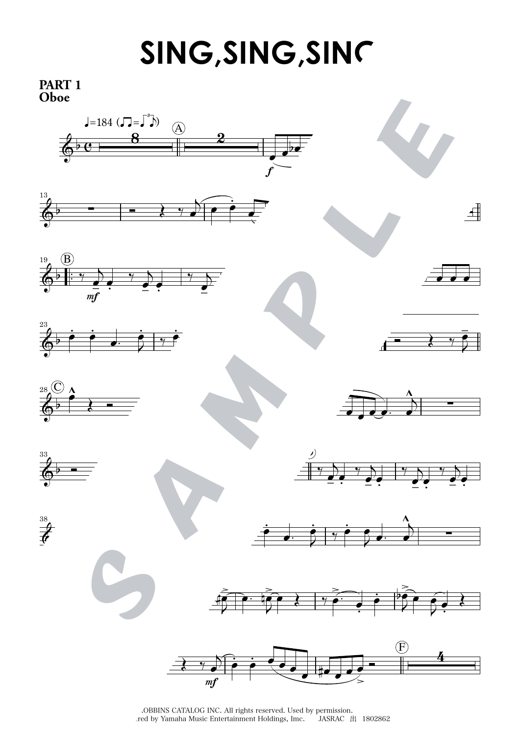# SING,SING,SING

**PART 1**
**Oboe**

.OBBINS CATALOG INC. All rights reserved. Used by permission.
..red by Yamaha Music Entertainment Holdings, Inc.　　JASRAC 出 1802862